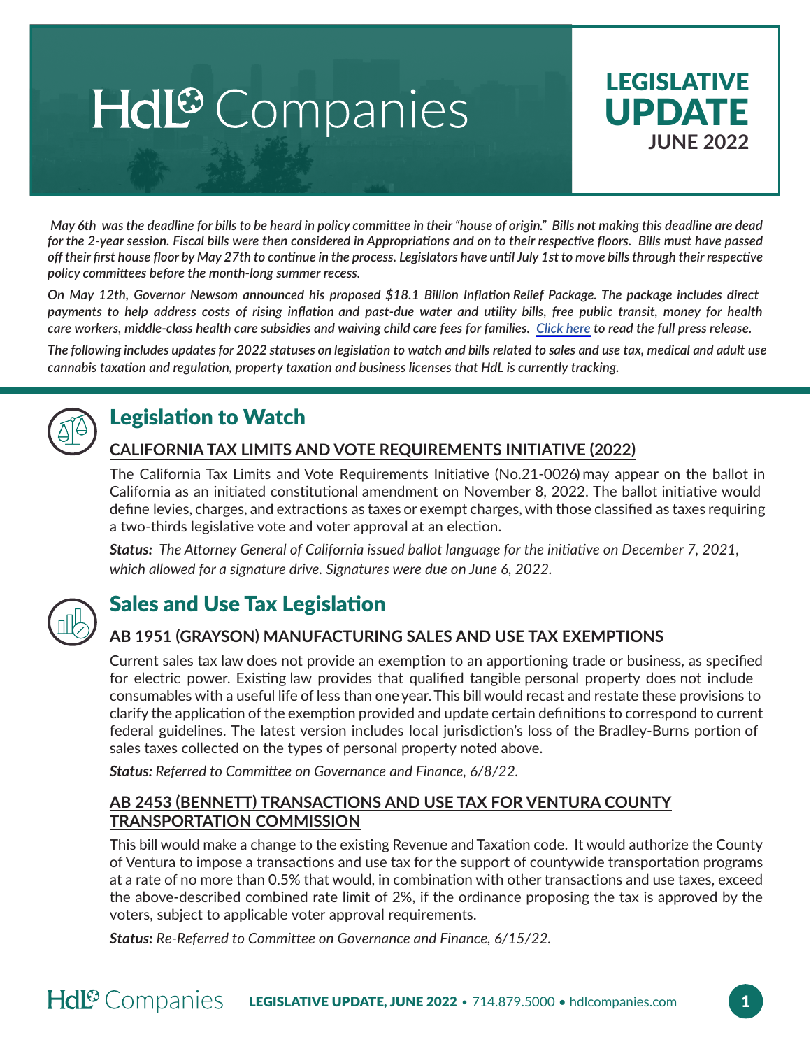# HdL Companies

## LEGISLATIVE UPDATE
## JUNE 2022

*May 6th was the deadline for bills to be heard in policy committee in their "house of origin." Bills not making this deadline are dead for the 2-year session. Fiscal bills were then considered in Appropriations and on to their respective floors. Bills must have passed off their first house floor by May 27th to continue in the process. Legislators have until July 1st to move bills through their respective policy committees before the month-long summer recess.*

*On May 12th, Governor Newsom announced his proposed $18.1 Billion Inflation Relief Package. The package includes direct payments to help address costs of rising inflation and past-due water and utility bills, free public transit, money for health care workers, middle-class health care subsidies and waiving child care fees for families. Click here to read the full press release.*

*The following includes updates for 2022 statuses on legislation to watch and bills related to sales and use tax, medical and adult use cannabis taxation and regulation, property taxation and business licenses that HdL is currently tracking.*

## Legislation to Watch

### CALIFORNIA TAX LIMITS AND VOTE REQUIREMENTS INITIATIVE (2022)

The California Tax Limits and Vote Requirements Initiative (No.21-0026) may appear on the ballot in California as an initiated constitutional amendment on November 8, 2022. The ballot initiative would define levies, charges, and extractions as taxes or exempt charges, with those classified as taxes requiring a two-thirds legislative vote and voter approval at an election.

***Status:*** *The Attorney General of California issued ballot language for the initiative on December 7, 2021, which allowed for a signature drive. Signatures were due on June 6, 2022.*

## Sales and Use Tax Legislation

### AB 1951 (GRAYSON) MANUFACTURING SALES AND USE TAX EXEMPTIONS

Current sales tax law does not provide an exemption to an apportioning trade or business, as specified for electric power. Existing law provides that qualified tangible personal property does not include consumables with a useful life of less than one year. This bill would recast and restate these provisions to clarify the application of the exemption provided and update certain definitions to correspond to current federal guidelines. The latest version includes local jurisdiction's loss of the Bradley-Burns portion of sales taxes collected on the types of personal property noted above.

***Status:*** *Referred to Committee on Governance and Finance, 6/8/22.*

### AB 2453 (BENNETT) TRANSACTIONS AND USE TAX FOR VENTURA COUNTY TRANSPORTATION COMMISSION

This bill would make a change to the existing Revenue and Taxation code. It would authorize the County of Ventura to impose a transactions and use tax for the support of countywide transportation programs at a rate of no more than 0.5% that would, in combination with other transactions and use taxes, exceed the above-described combined rate limit of 2%, if the ordinance proposing the tax is approved by the voters, subject to applicable voter approval requirements.

***Status:*** *Re-Referred to Committee on Governance and Finance, 6/15/22.*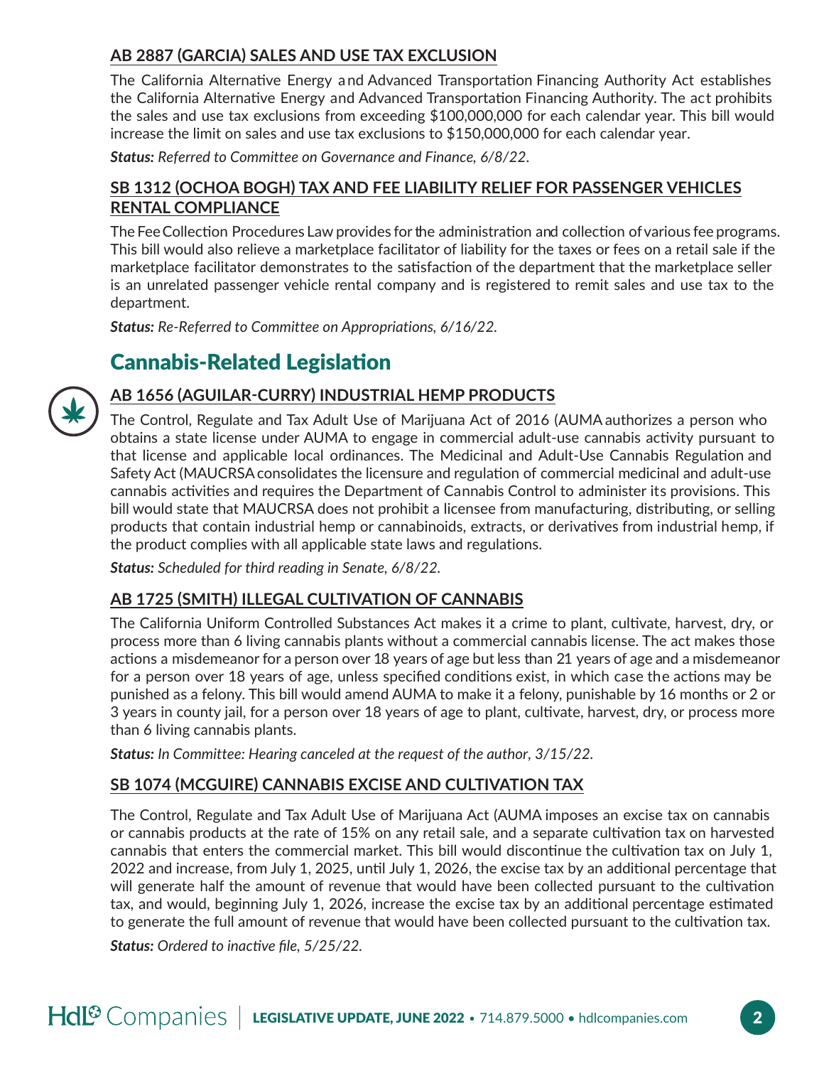### AB 2887 (GARCIA) SALES AND USE TAX EXCLUSION

The California Alternative Energy and Advanced Transportation Financing Authority Act establishes the California Alternative Energy and Advanced Transportation Financing Authority. The act prohibits the sales and use tax exclusions from exceeding $100,000,000 for each calendar year. This bill would increase the limit on sales and use tax exclusions to $150,000,000 for each calendar year.

***Status:*** *Referred to Committee on Governance and Finance, 6/8/22.*

### SB 1312 (OCHOA BOGH) TAX AND FEE LIABILITY RELIEF FOR PASSENGER VEHICLES RENTAL COMPLIANCE

The Fee Collection Procedures Law provides for the administration and collection of various fee programs. This bill would also relieve a marketplace facilitator of liability for the taxes or fees on a retail sale if the marketplace facilitator demonstrates to the satisfaction of the department that the marketplace seller is an unrelated passenger vehicle rental company and is registered to remit sales and use tax to the department.

***Status:*** *Re-Referred to Committee on Appropriations, 6/16/22.*

## Cannabis-Related Legislation

### AB 1656 (AGUILAR-CURRY) INDUSTRIAL HEMP PRODUCTS

The Control, Regulate and Tax Adult Use of Marijuana Act of 2016 (AUMA authorizes a person who obtains a state license under AUMA to engage in commercial adult-use cannabis activity pursuant to that license and applicable local ordinances. The Medicinal and Adult-Use Cannabis Regulation and Safety Act (MAUCRSA consolidates the licensure and regulation of commercial medicinal and adult-use cannabis activities and requires the Department of Cannabis Control to administer its provisions. This bill would state that MAUCRSA does not prohibit a licensee from manufacturing, distributing, or selling products that contain industrial hemp or cannabinoids, extracts, or derivatives from industrial hemp, if the product complies with all applicable state laws and regulations.

***Status:*** *Scheduled for third reading in Senate, 6/8/22.*

### AB 1725 (SMITH) ILLEGAL CULTIVATION OF CANNABIS

The California Uniform Controlled Substances Act makes it a crime to plant, cultivate, harvest, dry, or process more than 6 living cannabis plants without a commercial cannabis license. The act makes those actions a misdemeanor for a person over 18 years of age but less than 21 years of age and a misdemeanor for a person over 18 years of age, unless specified conditions exist, in which case the actions may be punished as a felony. This bill would amend AUMA to make it a felony, punishable by 16 months or 2 or 3 years in county jail, for a person over 18 years of age to plant, cultivate, harvest, dry, or process more than 6 living cannabis plants.

***Status:*** *In Committee: Hearing canceled at the request of the author, 3/15/22.*

### SB 1074 (MCGUIRE) CANNABIS EXCISE AND CULTIVATION TAX

The Control, Regulate and Tax Adult Use of Marijuana Act (AUMA imposes an excise tax on cannabis or cannabis products at the rate of 15% on any retail sale, and a separate cultivation tax on harvested cannabis that enters the commercial market. This bill would discontinue the cultivation tax on July 1, 2022 and increase, from July 1, 2025, until July 1, 2026, the excise tax by an additional percentage that will generate half the amount of revenue that would have been collected pursuant to the cultivation tax, and would, beginning July 1, 2026, increase the excise tax by an additional percentage estimated to generate the full amount of revenue that would have been collected pursuant to the cultivation tax.

***Status:*** *Ordered to inactive file, 5/25/22.*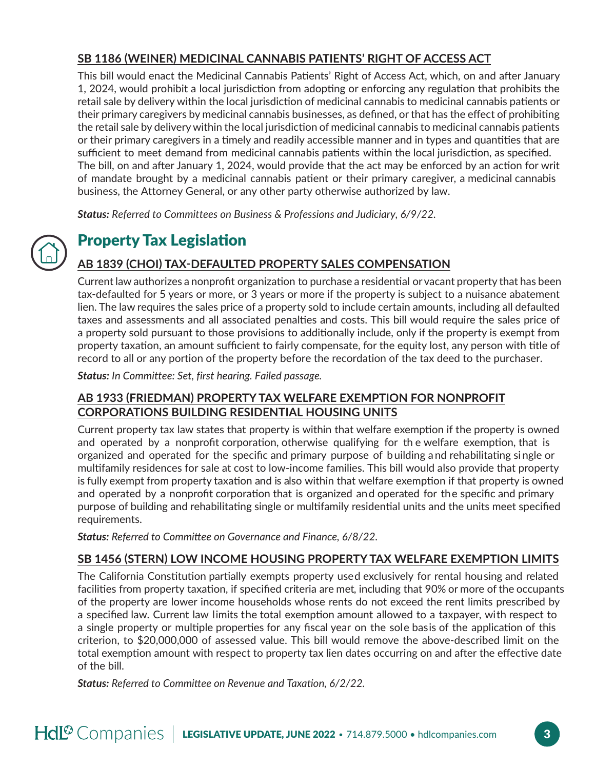### SB 1186 (WEINER) MEDICINAL CANNABIS PATIENTS' RIGHT OF ACCESS ACT

This bill would enact the Medicinal Cannabis Patients' Right of Access Act, which, on and after January 1, 2024, would prohibit a local jurisdiction from adopting or enforcing any regulation that prohibits the retail sale by delivery within the local jurisdiction of medicinal cannabis to medicinal cannabis patients or their primary caregivers by medicinal cannabis businesses, as defined, or that has the effect of prohibiting the retail sale by delivery within the local jurisdiction of medicinal cannabis to medicinal cannabis patients or their primary caregivers in a timely and readily accessible manner and in types and quantities that are sufficient to meet demand from medicinal cannabis patients within the local jurisdiction, as specified. The bill, on and after January 1, 2024, would provide that the act may be enforced by an action for writ of mandate brought by a medicinal cannabis patient or their primary caregiver, a medicinal cannabis business, the Attorney General, or any other party otherwise authorized by law.

***Status:*** *Referred to Committees on Business & Professions and Judiciary, 6/9/22.*

## Property Tax Legislation

### AB 1839 (CHOI) TAX-DEFAULTED PROPERTY SALES COMPENSATION

Current law authorizes a nonprofit organization to purchase a residential or vacant property that has been tax-defaulted for 5 years or more, or 3 years or more if the property is subject to a nuisance abatement lien. The law requires the sales price of a property sold to include certain amounts, including all defaulted taxes and assessments and all associated penalties and costs. This bill would require the sales price of a property sold pursuant to those provisions to additionally include, only if the property is exempt from property taxation, an amount sufficient to fairly compensate, for the equity lost, any person with title of record to all or any portion of the property before the recordation of the tax deed to the purchaser.

***Status:*** *In Committee: Set, first hearing. Failed passage.*

### AB 1933 (FRIEDMAN) PROPERTY TAX WELFARE EXEMPTION FOR NONPROFIT CORPORATIONS BUILDING RESIDENTIAL HOUSING UNITS

Current property tax law states that property is within that welfare exemption if the property is owned and operated by a nonprofit corporation, otherwise qualifying for the welfare exemption, that is organized and operated for the specific and primary purpose of building and rehabilitating single or multifamily residences for sale at cost to low-income families. This bill would also provide that property is fully exempt from property taxation and is also within that welfare exemption if that property is owned and operated by a nonprofit corporation that is organized and operated for the specific and primary purpose of building and rehabilitating single or multifamily residential units and the units meet specified requirements.

***Status:*** *Referred to Committee on Governance and Finance, 6/8/22.*

### SB 1456 (STERN) LOW INCOME HOUSING PROPERTY TAX WELFARE EXEMPTION LIMITS

The California Constitution partially exempts property used exclusively for rental housing and related facilities from property taxation, if specified criteria are met, including that 90% or more of the occupants of the property are lower income households whose rents do not exceed the rent limits prescribed by a specified law. Current law limits the total exemption amount allowed to a taxpayer, with respect to a single property or multiple properties for any fiscal year on the sole basis of the application of this criterion, to $20,000,000 of assessed value. This bill would remove the above-described limit on the total exemption amount with respect to property tax lien dates occurring on and after the effective date of the bill.

***Status:*** *Referred to Committee on Revenue and Taxation, 6/2/22.*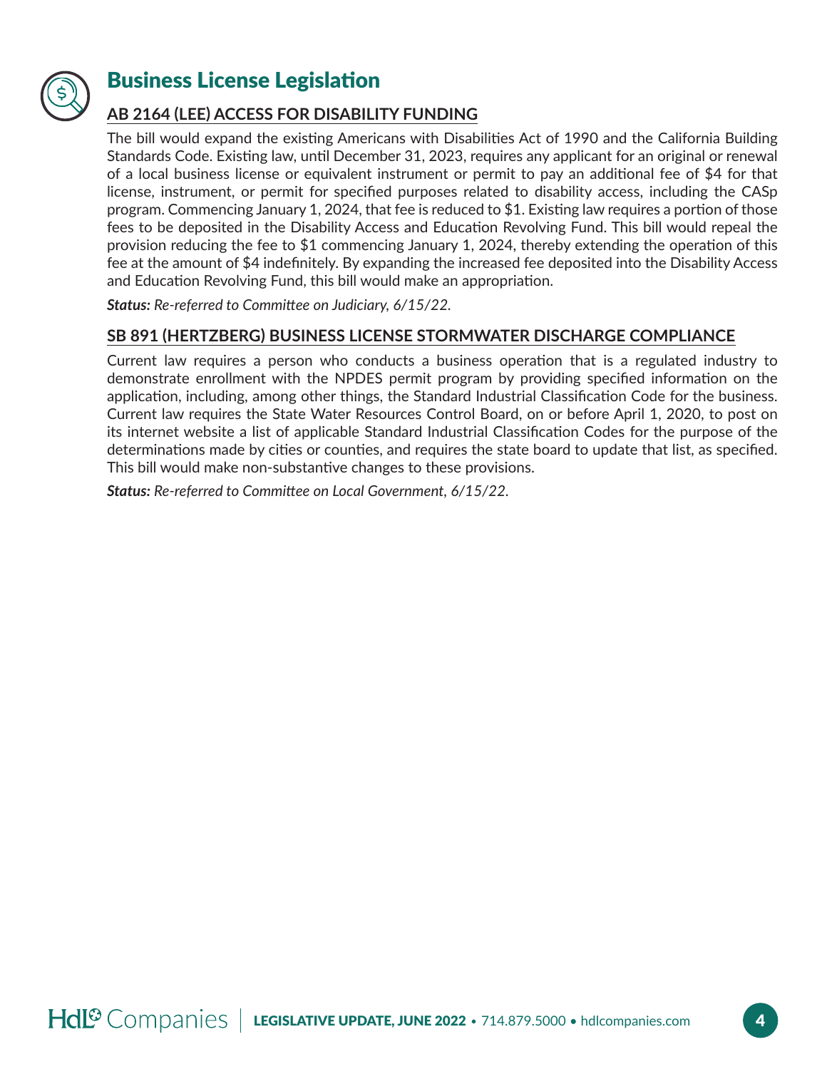# Business License Legislation

## AB 2164 (LEE) ACCESS FOR DISABILITY FUNDING

The bill would expand the existing Americans with Disabilities Act of 1990 and the California Building Standards Code. Existing law, until December 31, 2023, requires any applicant for an original or renewal of a local business license or equivalent instrument or permit to pay an additional fee of $4 for that license, instrument, or permit for specified purposes related to disability access, including the CASp program. Commencing January 1, 2024, that fee is reduced to $1. Existing law requires a portion of those fees to be deposited in the Disability Access and Education Revolving Fund. This bill would repeal the provision reducing the fee to $1 commencing January 1, 2024, thereby extending the operation of this fee at the amount of $4 indefinitely. By expanding the increased fee deposited into the Disability Access and Education Revolving Fund, this bill would make an appropriation.

***Status:*** *Re-referred to Committee on Judiciary, 6/15/22.*

## SB 891 (HERTZBERG) BUSINESS LICENSE STORMWATER DISCHARGE COMPLIANCE

Current law requires a person who conducts a business operation that is a regulated industry to demonstrate enrollment with the NPDES permit program by providing specified information on the application, including, among other things, the Standard Industrial Classification Code for the business. Current law requires the State Water Resources Control Board, on or before April 1, 2020, to post on its internet website a list of applicable Standard Industrial Classification Codes for the purpose of the determinations made by cities or counties, and requires the state board to update that list, as specified. This bill would make non-substantive changes to these provisions.

***Status:*** *Re-referred to Committee on Local Government, 6/15/22.*